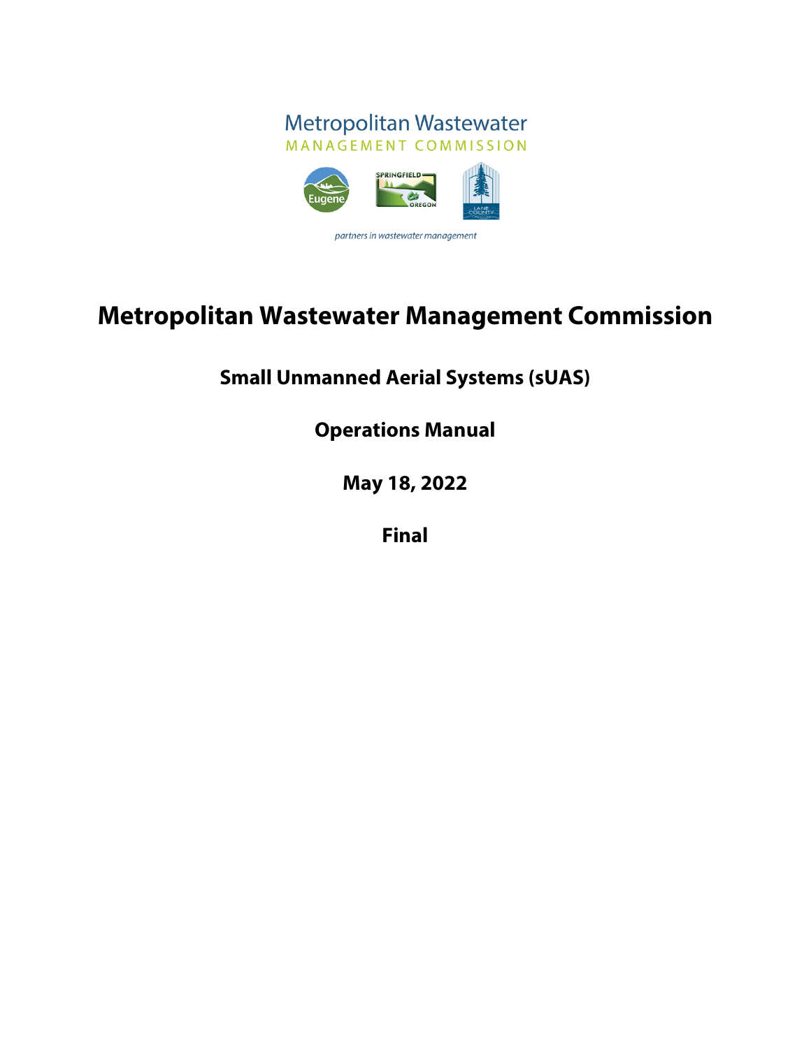Metropolitan Wastewater
MANAGEMENT COMMISSION

*partners in wastewater management*

# Metropolitan Wastewater Management Commission

## Small Unmanned Aerial Systems (sUAS)

## Operations Manual

## May 18, 2022

## Final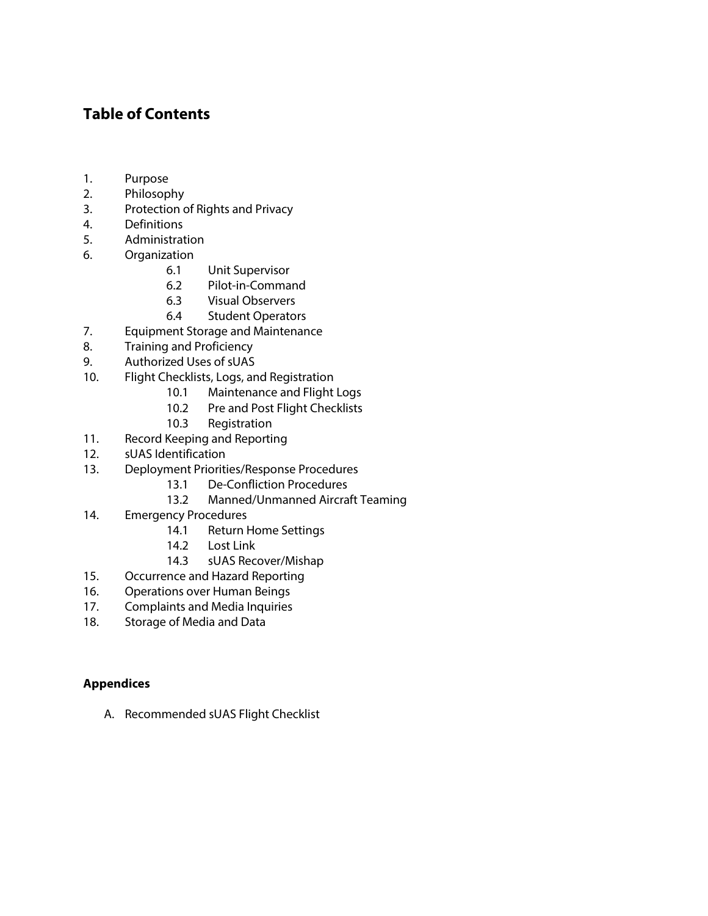## Table of Contents

1. Purpose
2. Philosophy
3. Protection of Rights and Privacy
4. Definitions
5. Administration
6. Organization
   - 6.1 Unit Supervisor
   - 6.2 Pilot-in-Command
   - 6.3 Visual Observers
   - 6.4 Student Operators
7. Equipment Storage and Maintenance
8. Training and Proficiency
9. Authorized Uses of sUAS
10. Flight Checklists, Logs, and Registration
    - 10.1 Maintenance and Flight Logs
    - 10.2 Pre and Post Flight Checklists
    - 10.3 Registration
11. Record Keeping and Reporting
12. sUAS Identification
13. Deployment Priorities/Response Procedures
    - 13.1 De-Confliction Procedures
    - 13.2 Manned/Unmanned Aircraft Teaming
14. Emergency Procedures
    - 14.1 Return Home Settings
    - 14.2 Lost Link
    - 14.3 sUAS Recover/Mishap
15. Occurrence and Hazard Reporting
16. Operations over Human Beings
17. Complaints and Media Inquiries
18. Storage of Media and Data

### Appendices

A. Recommended sUAS Flight Checklist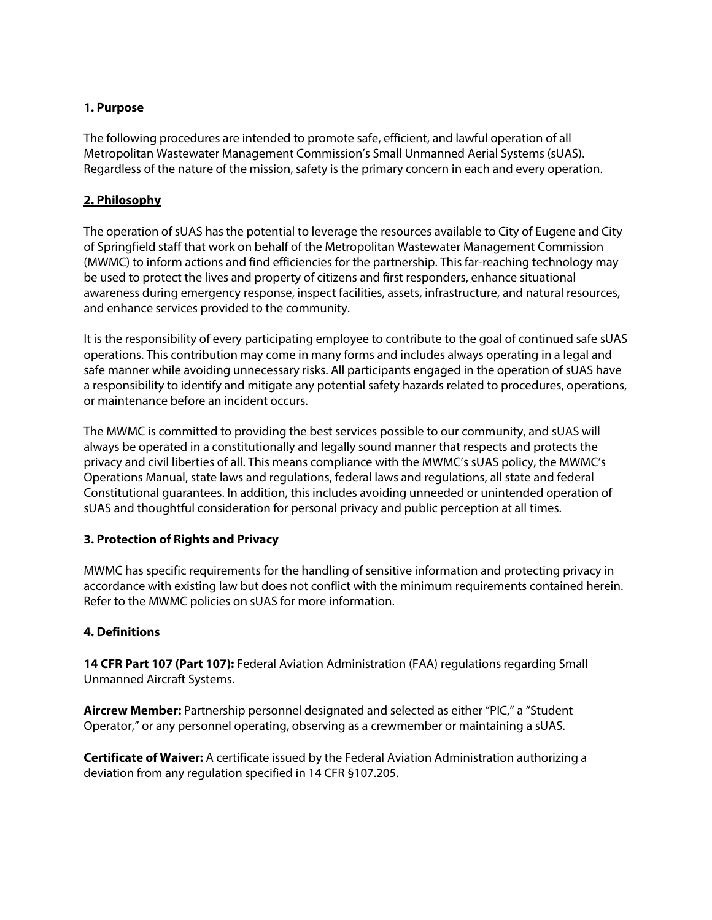## **1. Purpose**

The following procedures are intended to promote safe, efficient, and lawful operation of all Metropolitan Wastewater Management Commission's Small Unmanned Aerial Systems (sUAS). Regardless of the nature of the mission, safety is the primary concern in each and every operation.

## **2. Philosophy**

The operation of sUAS has the potential to leverage the resources available to City of Eugene and City of Springfield staff that work on behalf of the Metropolitan Wastewater Management Commission (MWMC) to inform actions and find efficiencies for the partnership. This far-reaching technology may be used to protect the lives and property of citizens and first responders, enhance situational awareness during emergency response, inspect facilities, assets, infrastructure, and natural resources, and enhance services provided to the community.

It is the responsibility of every participating employee to contribute to the goal of continued safe sUAS operations. This contribution may come in many forms and includes always operating in a legal and safe manner while avoiding unnecessary risks. All participants engaged in the operation of sUAS have a responsibility to identify and mitigate any potential safety hazards related to procedures, operations, or maintenance before an incident occurs.

The MWMC is committed to providing the best services possible to our community, and sUAS will always be operated in a constitutionally and legally sound manner that respects and protects the privacy and civil liberties of all. This means compliance with the MWMC's sUAS policy, the MWMC's Operations Manual, state laws and regulations, federal laws and regulations, all state and federal Constitutional guarantees. In addition, this includes avoiding unneeded or unintended operation of sUAS and thoughtful consideration for personal privacy and public perception at all times.

## **3. Protection of Rights and Privacy**

MWMC has specific requirements for the handling of sensitive information and protecting privacy in accordance with existing law but does not conflict with the minimum requirements contained herein. Refer to the MWMC policies on sUAS for more information.

## **4. Definitions**

**14 CFR Part 107 (Part 107):** Federal Aviation Administration (FAA) regulations regarding Small Unmanned Aircraft Systems.

**Aircrew Member:** Partnership personnel designated and selected as either "PIC," a "Student Operator," or any personnel operating, observing as a crewmember or maintaining a sUAS.

**Certificate of Waiver:** A certificate issued by the Federal Aviation Administration authorizing a deviation from any regulation specified in 14 CFR §107.205.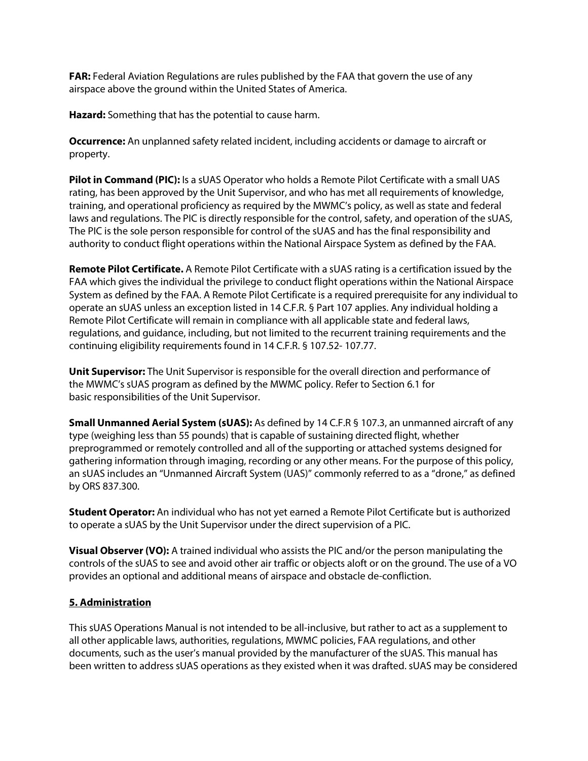**FAR:** Federal Aviation Regulations are rules published by the FAA that govern the use of any airspace above the ground within the United States of America.

**Hazard:** Something that has the potential to cause harm.

**Occurrence:** An unplanned safety related incident, including accidents or damage to aircraft or property.

**Pilot in Command (PIC):** Is a sUAS Operator who holds a Remote Pilot Certificate with a small UAS rating, has been approved by the Unit Supervisor, and who has met all requirements of knowledge, training, and operational proficiency as required by the MWMC's policy, as well as state and federal laws and regulations. The PIC is directly responsible for the control, safety, and operation of the sUAS, The PIC is the sole person responsible for control of the sUAS and has the final responsibility and authority to conduct flight operations within the National Airspace System as defined by the FAA.

**Remote Pilot Certificate.** A Remote Pilot Certificate with a sUAS rating is a certification issued by the FAA which gives the individual the privilege to conduct flight operations within the National Airspace System as defined by the FAA. A Remote Pilot Certificate is a required prerequisite for any individual to operate an sUAS unless an exception listed in 14 C.F.R. § Part 107 applies. Any individual holding a Remote Pilot Certificate will remain in compliance with all applicable state and federal laws, regulations, and guidance, including, but not limited to the recurrent training requirements and the continuing eligibility requirements found in 14 C.F.R. § 107.52- 107.77.

**Unit Supervisor:** The Unit Supervisor is responsible for the overall direction and performance of the MWMC's sUAS program as defined by the MWMC policy. Refer to Section 6.1 for basic responsibilities of the Unit Supervisor.

**Small Unmanned Aerial System (sUAS):** As defined by 14 C.F.R § 107.3, an unmanned aircraft of any type (weighing less than 55 pounds) that is capable of sustaining directed flight, whether preprogrammed or remotely controlled and all of the supporting or attached systems designed for gathering information through imaging, recording or any other means. For the purpose of this policy, an sUAS includes an "Unmanned Aircraft System (UAS)" commonly referred to as a "drone," as defined by ORS 837.300.

**Student Operator:** An individual who has not yet earned a Remote Pilot Certificate but is authorized to operate a sUAS by the Unit Supervisor under the direct supervision of a PIC.

**Visual Observer (VO):** A trained individual who assists the PIC and/or the person manipulating the controls of the sUAS to see and avoid other air traffic or objects aloft or on the ground. The use of a VO provides an optional and additional means of airspace and obstacle de-confliction.

## 5. Administration

This sUAS Operations Manual is not intended to be all-inclusive, but rather to act as a supplement to all other applicable laws, authorities, regulations, MWMC policies, FAA regulations, and other documents, such as the user's manual provided by the manufacturer of the sUAS. This manual has been written to address sUAS operations as they existed when it was drafted. sUAS may be considered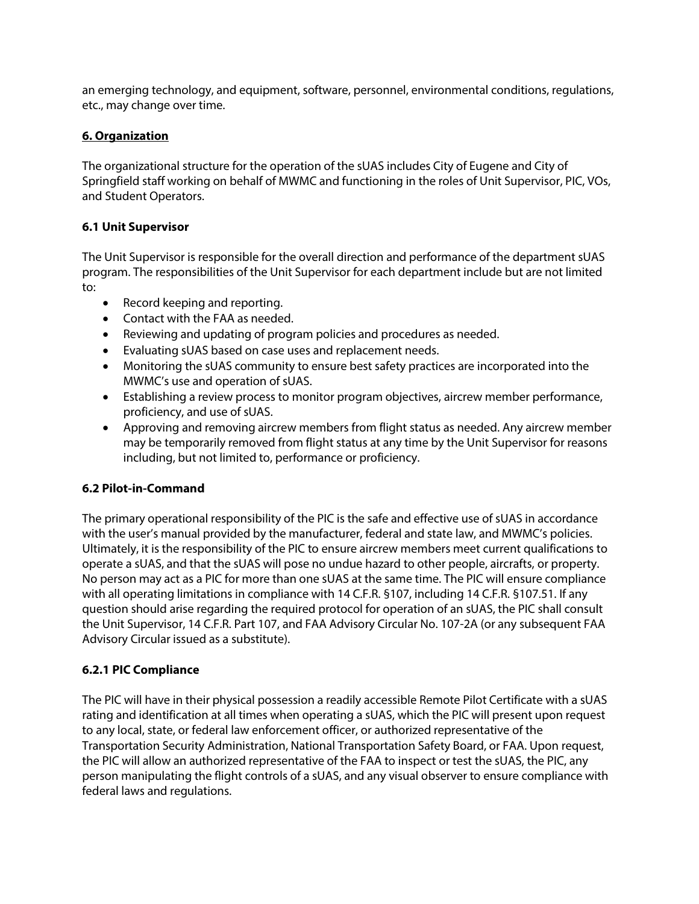an emerging technology, and equipment, software, personnel, environmental conditions, regulations, etc., may change over time.

## 6. Organization

The organizational structure for the operation of the sUAS includes City of Eugene and City of Springfield staff working on behalf of MWMC and functioning in the roles of Unit Supervisor, PIC, VOs, and Student Operators.

### 6.1 Unit Supervisor

The Unit Supervisor is responsible for the overall direction and performance of the department sUAS program. The responsibilities of the Unit Supervisor for each department include but are not limited to:

- Record keeping and reporting.
- Contact with the FAA as needed.
- Reviewing and updating of program policies and procedures as needed.
- Evaluating sUAS based on case uses and replacement needs.
- Monitoring the sUAS community to ensure best safety practices are incorporated into the MWMC's use and operation of sUAS.
- Establishing a review process to monitor program objectives, aircrew member performance, proficiency, and use of sUAS.
- Approving and removing aircrew members from flight status as needed. Any aircrew member may be temporarily removed from flight status at any time by the Unit Supervisor for reasons including, but not limited to, performance or proficiency.

### 6.2 Pilot-in-Command

The primary operational responsibility of the PIC is the safe and effective use of sUAS in accordance with the user's manual provided by the manufacturer, federal and state law, and MWMC's policies. Ultimately, it is the responsibility of the PIC to ensure aircrew members meet current qualifications to operate a sUAS, and that the sUAS will pose no undue hazard to other people, aircrafts, or property. No person may act as a PIC for more than one sUAS at the same time. The PIC will ensure compliance with all operating limitations in compliance with 14 C.F.R. §107, including 14 C.F.R. §107.51. If any question should arise regarding the required protocol for operation of an sUAS, the PIC shall consult the Unit Supervisor, 14 C.F.R. Part 107, and FAA Advisory Circular No. 107-2A (or any subsequent FAA Advisory Circular issued as a substitute).

#### 6.2.1 PIC Compliance

The PIC will have in their physical possession a readily accessible Remote Pilot Certificate with a sUAS rating and identification at all times when operating a sUAS, which the PIC will present upon request to any local, state, or federal law enforcement officer, or authorized representative of the Transportation Security Administration, National Transportation Safety Board, or FAA. Upon request, the PIC will allow an authorized representative of the FAA to inspect or test the sUAS, the PIC, any person manipulating the flight controls of a sUAS, and any visual observer to ensure compliance with federal laws and regulations.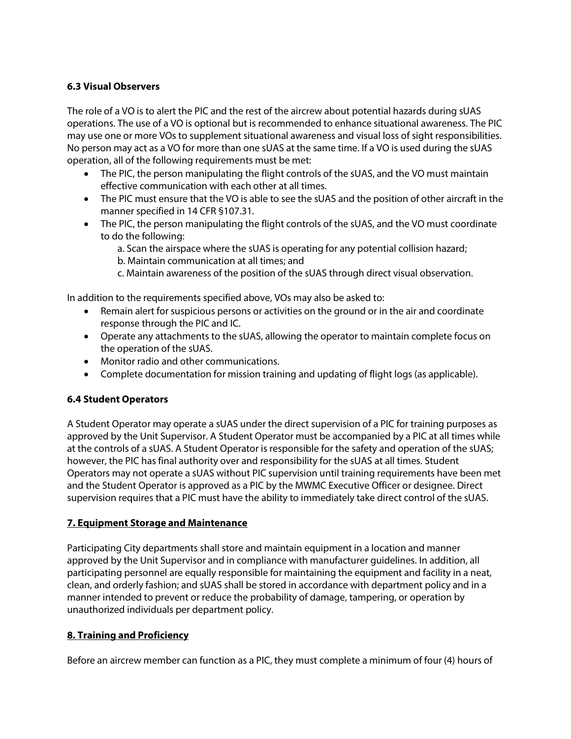### 6.3 Visual Observers

The role of a VO is to alert the PIC and the rest of the aircrew about potential hazards during sUAS operations. The use of a VO is optional but is recommended to enhance situational awareness. The PIC may use one or more VOs to supplement situational awareness and visual loss of sight responsibilities. No person may act as a VO for more than one sUAS at the same time. If a VO is used during the sUAS operation, all of the following requirements must be met:

- The PIC, the person manipulating the flight controls of the sUAS, and the VO must maintain effective communication with each other at all times.
- The PIC must ensure that the VO is able to see the sUAS and the position of other aircraft in the manner specified in 14 CFR §107.31.
- The PIC, the person manipulating the flight controls of the sUAS, and the VO must coordinate to do the following:
  a. Scan the airspace where the sUAS is operating for any potential collision hazard;
  b. Maintain communication at all times; and
  c. Maintain awareness of the position of the sUAS through direct visual observation.

In addition to the requirements specified above, VOs may also be asked to:

- Remain alert for suspicious persons or activities on the ground or in the air and coordinate response through the PIC and IC.
- Operate any attachments to the sUAS, allowing the operator to maintain complete focus on the operation of the sUAS.
- Monitor radio and other communications.
- Complete documentation for mission training and updating of flight logs (as applicable).

### 6.4 Student Operators

A Student Operator may operate a sUAS under the direct supervision of a PIC for training purposes as approved by the Unit Supervisor. A Student Operator must be accompanied by a PIC at all times while at the controls of a sUAS. A Student Operator is responsible for the safety and operation of the sUAS; however, the PIC has final authority over and responsibility for the sUAS at all times. Student Operators may not operate a sUAS without PIC supervision until training requirements have been met and the Student Operator is approved as a PIC by the MWMC Executive Officer or designee. Direct supervision requires that a PIC must have the ability to immediately take direct control of the sUAS.

## 7. Equipment Storage and Maintenance

Participating City departments shall store and maintain equipment in a location and manner approved by the Unit Supervisor and in compliance with manufacturer guidelines. In addition, all participating personnel are equally responsible for maintaining the equipment and facility in a neat, clean, and orderly fashion; and sUAS shall be stored in accordance with department policy and in a manner intended to prevent or reduce the probability of damage, tampering, or operation by unauthorized individuals per department policy.

## 8. Training and Proficiency

Before an aircrew member can function as a PIC, they must complete a minimum of four (4) hours of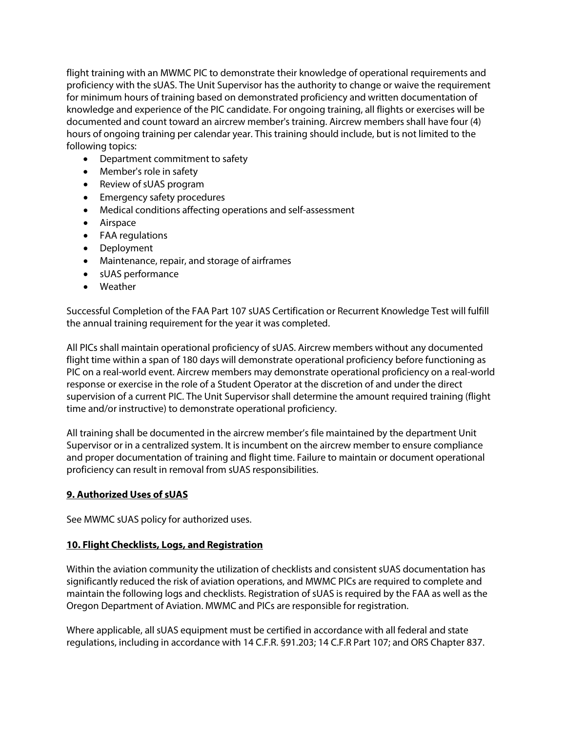flight training with an MWMC PIC to demonstrate their knowledge of operational requirements and proficiency with the sUAS. The Unit Supervisor has the authority to change or waive the requirement for minimum hours of training based on demonstrated proficiency and written documentation of knowledge and experience of the PIC candidate. For ongoing training, all flights or exercises will be documented and count toward an aircrew member's training. Aircrew members shall have four (4) hours of ongoing training per calendar year. This training should include, but is not limited to the following topics:

- Department commitment to safety
- Member's role in safety
- Review of sUAS program
- Emergency safety procedures
- Medical conditions affecting operations and self-assessment
- Airspace
- FAA regulations
- Deployment
- Maintenance, repair, and storage of airframes
- sUAS performance
- Weather

Successful Completion of the FAA Part 107 sUAS Certification or Recurrent Knowledge Test will fulfill the annual training requirement for the year it was completed.

All PICs shall maintain operational proficiency of sUAS. Aircrew members without any documented flight time within a span of 180 days will demonstrate operational proficiency before functioning as PIC on a real-world event. Aircrew members may demonstrate operational proficiency on a real-world response or exercise in the role of a Student Operator at the discretion of and under the direct supervision of a current PIC. The Unit Supervisor shall determine the amount required training (flight time and/or instructive) to demonstrate operational proficiency.

All training shall be documented in the aircrew member's file maintained by the department Unit Supervisor or in a centralized system. It is incumbent on the aircrew member to ensure compliance and proper documentation of training and flight time. Failure to maintain or document operational proficiency can result in removal from sUAS responsibilities.

## 9. Authorized Uses of sUAS

See MWMC sUAS policy for authorized uses.

## 10. Flight Checklists, Logs, and Registration

Within the aviation community the utilization of checklists and consistent sUAS documentation has significantly reduced the risk of aviation operations, and MWMC PICs are required to complete and maintain the following logs and checklists. Registration of sUAS is required by the FAA as well as the Oregon Department of Aviation. MWMC and PICs are responsible for registration.

Where applicable, all sUAS equipment must be certified in accordance with all federal and state regulations, including in accordance with 14 C.F.R. §91.203; 14 C.F.R Part 107; and ORS Chapter 837.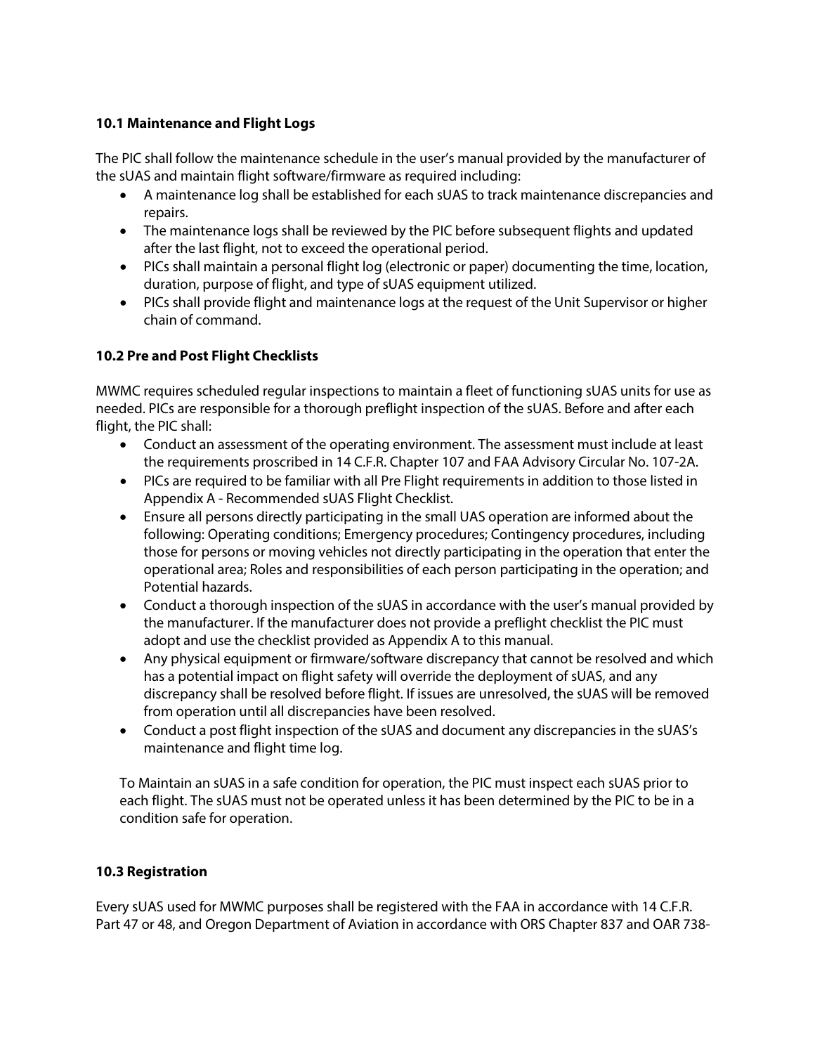### 10.1 Maintenance and Flight Logs

The PIC shall follow the maintenance schedule in the user's manual provided by the manufacturer of the sUAS and maintain flight software/firmware as required including:

- A maintenance log shall be established for each sUAS to track maintenance discrepancies and repairs.
- The maintenance logs shall be reviewed by the PIC before subsequent flights and updated after the last flight, not to exceed the operational period.
- PICs shall maintain a personal flight log (electronic or paper) documenting the time, location, duration, purpose of flight, and type of sUAS equipment utilized.
- PICs shall provide flight and maintenance logs at the request of the Unit Supervisor or higher chain of command.

### 10.2 Pre and Post Flight Checklists

MWMC requires scheduled regular inspections to maintain a fleet of functioning sUAS units for use as needed. PICs are responsible for a thorough preflight inspection of the sUAS. Before and after each flight, the PIC shall:

- Conduct an assessment of the operating environment. The assessment must include at least the requirements proscribed in 14 C.F.R. Chapter 107 and FAA Advisory Circular No. 107-2A.
- PICs are required to be familiar with all Pre Flight requirements in addition to those listed in Appendix A - Recommended sUAS Flight Checklist.
- Ensure all persons directly participating in the small UAS operation are informed about the following: Operating conditions; Emergency procedures; Contingency procedures, including those for persons or moving vehicles not directly participating in the operation that enter the operational area; Roles and responsibilities of each person participating in the operation; and Potential hazards.
- Conduct a thorough inspection of the sUAS in accordance with the user's manual provided by the manufacturer. If the manufacturer does not provide a preflight checklist the PIC must adopt and use the checklist provided as Appendix A to this manual.
- Any physical equipment or firmware/software discrepancy that cannot be resolved and which has a potential impact on flight safety will override the deployment of sUAS, and any discrepancy shall be resolved before flight. If issues are unresolved, the sUAS will be removed from operation until all discrepancies have been resolved.
- Conduct a post flight inspection of the sUAS and document any discrepancies in the sUAS's maintenance and flight time log.

To Maintain an sUAS in a safe condition for operation, the PIC must inspect each sUAS prior to each flight. The sUAS must not be operated unless it has been determined by the PIC to be in a condition safe for operation.

### 10.3 Registration

Every sUAS used for MWMC purposes shall be registered with the FAA in accordance with 14 C.F.R. Part 47 or 48, and Oregon Department of Aviation in accordance with ORS Chapter 837 and OAR 738-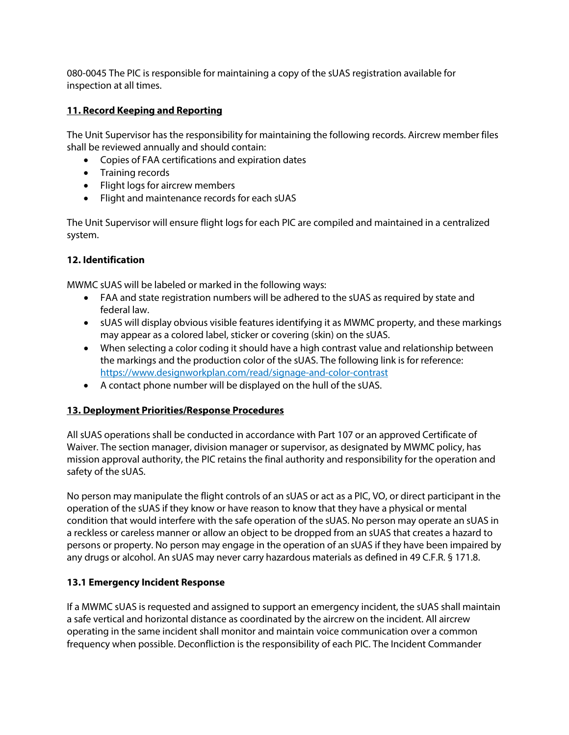080-0045 The PIC is responsible for maintaining a copy of the sUAS registration available for inspection at all times.

## **11. Record Keeping and Reporting**

The Unit Supervisor has the responsibility for maintaining the following records. Aircrew member files shall be reviewed annually and should contain:

- Copies of FAA certifications and expiration dates
- Training records
- Flight logs for aircrew members
- Flight and maintenance records for each sUAS

The Unit Supervisor will ensure flight logs for each PIC are compiled and maintained in a centralized system.

## **12. Identification**

MWMC sUAS will be labeled or marked in the following ways:

- FAA and state registration numbers will be adhered to the sUAS as required by state and federal law.
- sUAS will display obvious visible features identifying it as MWMC property, and these markings may appear as a colored label, sticker or covering (skin) on the sUAS.
- When selecting a color coding it should have a high contrast value and relationship between the markings and the production color of the sUAS. The following link is for reference: https://www.designworkplan.com/read/signage-and-color-contrast
- A contact phone number will be displayed on the hull of the sUAS.

## **13. Deployment Priorities/Response Procedures**

All sUAS operations shall be conducted in accordance with Part 107 or an approved Certificate of Waiver. The section manager, division manager or supervisor, as designated by MWMC policy, has mission approval authority, the PIC retains the final authority and responsibility for the operation and safety of the sUAS.

No person may manipulate the flight controls of an sUAS or act as a PIC, VO, or direct participant in the operation of the sUAS if they know or have reason to know that they have a physical or mental condition that would interfere with the safe operation of the sUAS. No person may operate an sUAS in a reckless or careless manner or allow an object to be dropped from an sUAS that creates a hazard to persons or property. No person may engage in the operation of an sUAS if they have been impaired by any drugs or alcohol. An sUAS may never carry hazardous materials as defined in 49 C.F.R. § 171.8.

### **13.1 Emergency Incident Response**

If a MWMC sUAS is requested and assigned to support an emergency incident, the sUAS shall maintain a safe vertical and horizontal distance as coordinated by the aircrew on the incident. All aircrew operating in the same incident shall monitor and maintain voice communication over a common frequency when possible. Deconfliction is the responsibility of each PIC. The Incident Commander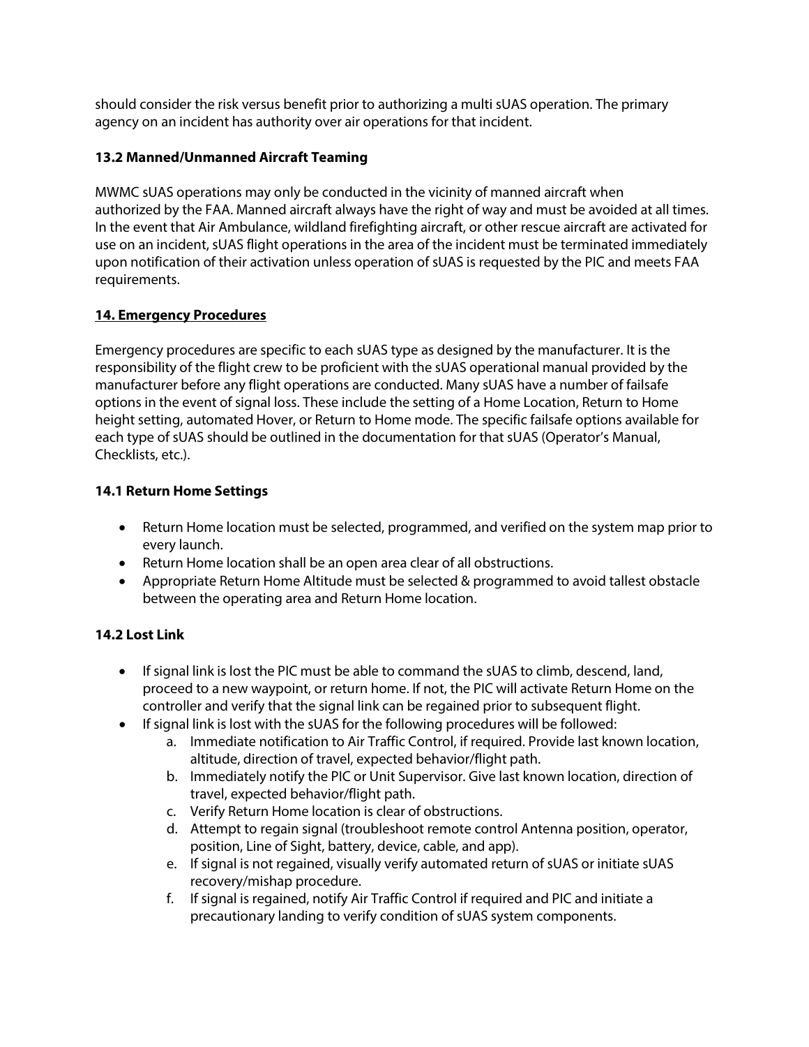should consider the risk versus benefit prior to authorizing a multi sUAS operation. The primary agency on an incident has authority over air operations for that incident.

### 13.2 Manned/Unmanned Aircraft Teaming

MWMC sUAS operations may only be conducted in the vicinity of manned aircraft when authorized by the FAA. Manned aircraft always have the right of way and must be avoided at all times. In the event that Air Ambulance, wildland firefighting aircraft, or other rescue aircraft are activated for use on an incident, sUAS flight operations in the area of the incident must be terminated immediately upon notification of their activation unless operation of sUAS is requested by the PIC and meets FAA requirements.

## 14. Emergency Procedures

Emergency procedures are specific to each sUAS type as designed by the manufacturer. It is the responsibility of the flight crew to be proficient with the sUAS operational manual provided by the manufacturer before any flight operations are conducted. Many sUAS have a number of failsafe options in the event of signal loss. These include the setting of a Home Location, Return to Home height setting, automated Hover, or Return to Home mode. The specific failsafe options available for each type of sUAS should be outlined in the documentation for that sUAS (Operator's Manual, Checklists, etc.).

### 14.1 Return Home Settings

- Return Home location must be selected, programmed, and verified on the system map prior to every launch.
- Return Home location shall be an open area clear of all obstructions.
- Appropriate Return Home Altitude must be selected & programmed to avoid tallest obstacle between the operating area and Return Home location.

### 14.2 Lost Link

- If signal link is lost the PIC must be able to command the sUAS to climb, descend, land, proceed to a new waypoint, or return home. If not, the PIC will activate Return Home on the controller and verify that the signal link can be regained prior to subsequent flight.
- If signal link is lost with the sUAS for the following procedures will be followed:
    a. Immediate notification to Air Traffic Control, if required. Provide last known location, altitude, direction of travel, expected behavior/flight path.
    b. Immediately notify the PIC or Unit Supervisor. Give last known location, direction of travel, expected behavior/flight path.
    c. Verify Return Home location is clear of obstructions.
    d. Attempt to regain signal (troubleshoot remote control Antenna position, operator, position, Line of Sight, battery, device, cable, and app).
    e. If signal is not regained, visually verify automated return of sUAS or initiate sUAS recovery/mishap procedure.
    f. If signal is regained, notify Air Traffic Control if required and PIC and initiate a precautionary landing to verify condition of sUAS system components.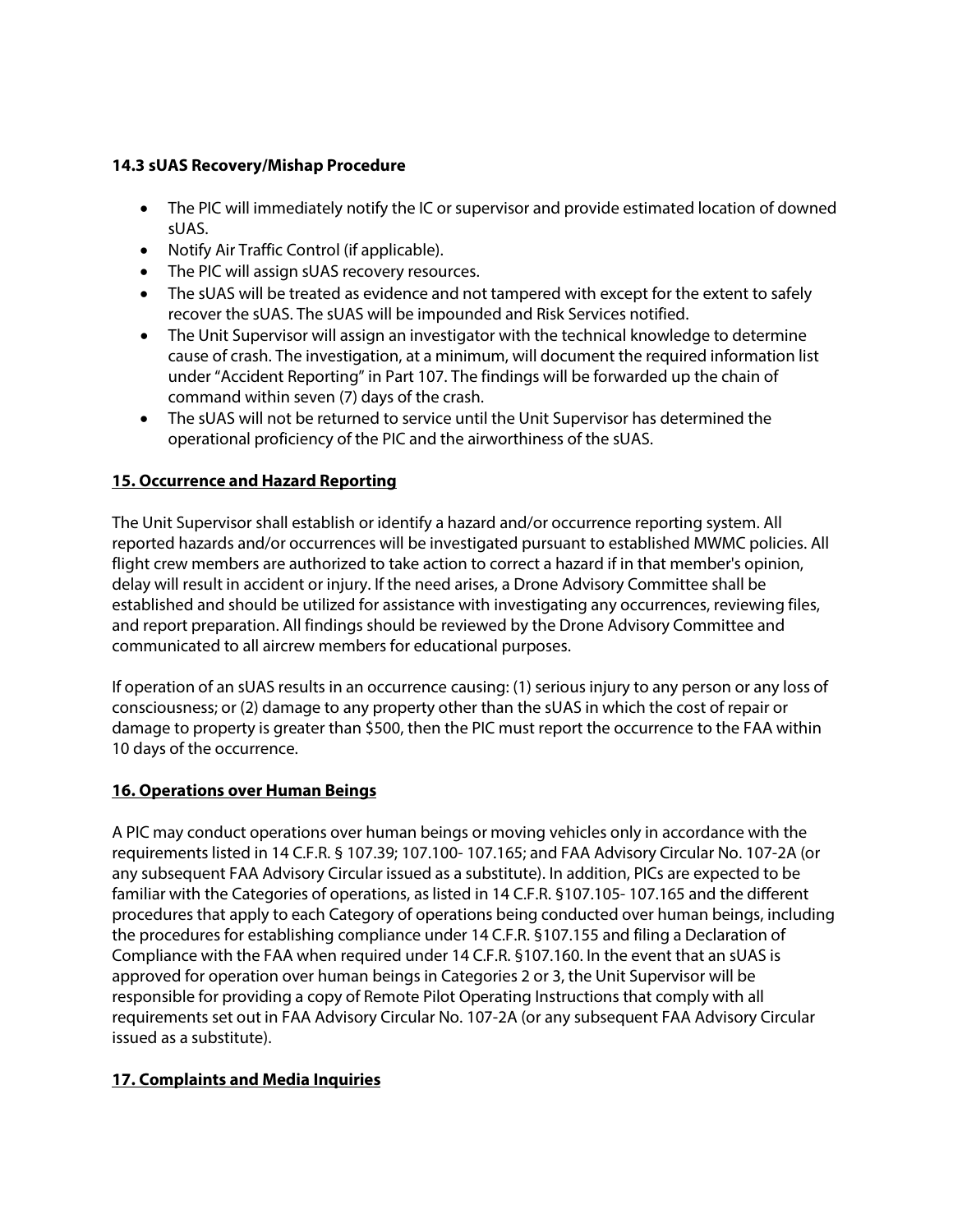### 14.3 sUAS Recovery/Mishap Procedure

- The PIC will immediately notify the IC or supervisor and provide estimated location of downed sUAS.
- Notify Air Traffic Control (if applicable).
- The PIC will assign sUAS recovery resources.
- The sUAS will be treated as evidence and not tampered with except for the extent to safely recover the sUAS. The sUAS will be impounded and Risk Services notified.
- The Unit Supervisor will assign an investigator with the technical knowledge to determine cause of crash. The investigation, at a minimum, will document the required information list under "Accident Reporting" in Part 107. The findings will be forwarded up the chain of command within seven (7) days of the crash.
- The sUAS will not be returned to service until the Unit Supervisor has determined the operational proficiency of the PIC and the airworthiness of the sUAS.

## 15. Occurrence and Hazard Reporting

The Unit Supervisor shall establish or identify a hazard and/or occurrence reporting system. All reported hazards and/or occurrences will be investigated pursuant to established MWMC policies. All flight crew members are authorized to take action to correct a hazard if in that member's opinion, delay will result in accident or injury. If the need arises, a Drone Advisory Committee shall be established and should be utilized for assistance with investigating any occurrences, reviewing files, and report preparation. All findings should be reviewed by the Drone Advisory Committee and communicated to all aircrew members for educational purposes.

If operation of an sUAS results in an occurrence causing: (1) serious injury to any person or any loss of consciousness; or (2) damage to any property other than the sUAS in which the cost of repair or damage to property is greater than $500, then the PIC must report the occurrence to the FAA within 10 days of the occurrence.

## 16. Operations over Human Beings

A PIC may conduct operations over human beings or moving vehicles only in accordance with the requirements listed in 14 C.F.R. § 107.39; 107.100- 107.165; and FAA Advisory Circular No. 107-2A (or any subsequent FAA Advisory Circular issued as a substitute). In addition, PICs are expected to be familiar with the Categories of operations, as listed in 14 C.F.R. §107.105- 107.165 and the different procedures that apply to each Category of operations being conducted over human beings, including the procedures for establishing compliance under 14 C.F.R. §107.155 and filing a Declaration of Compliance with the FAA when required under 14 C.F.R. §107.160. In the event that an sUAS is approved for operation over human beings in Categories 2 or 3, the Unit Supervisor will be responsible for providing a copy of Remote Pilot Operating Instructions that comply with all requirements set out in FAA Advisory Circular No. 107-2A (or any subsequent FAA Advisory Circular issued as a substitute).

## 17. Complaints and Media Inquiries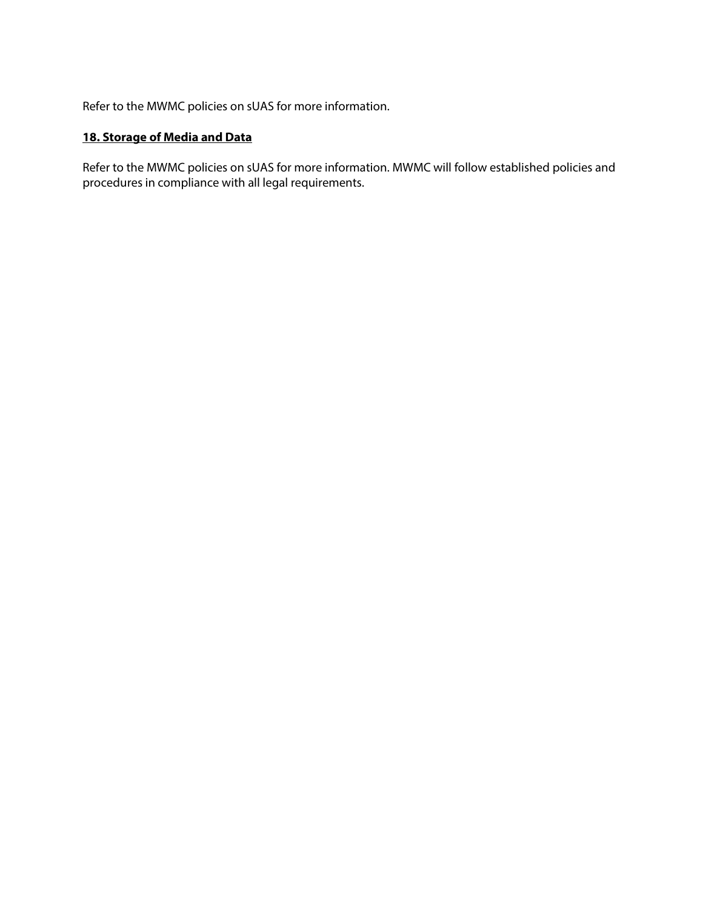Refer to the MWMC policies on sUAS for more information.

## 18. Storage of Media and Data

Refer to the MWMC policies on sUAS for more information. MWMC will follow established policies and procedures in compliance with all legal requirements.